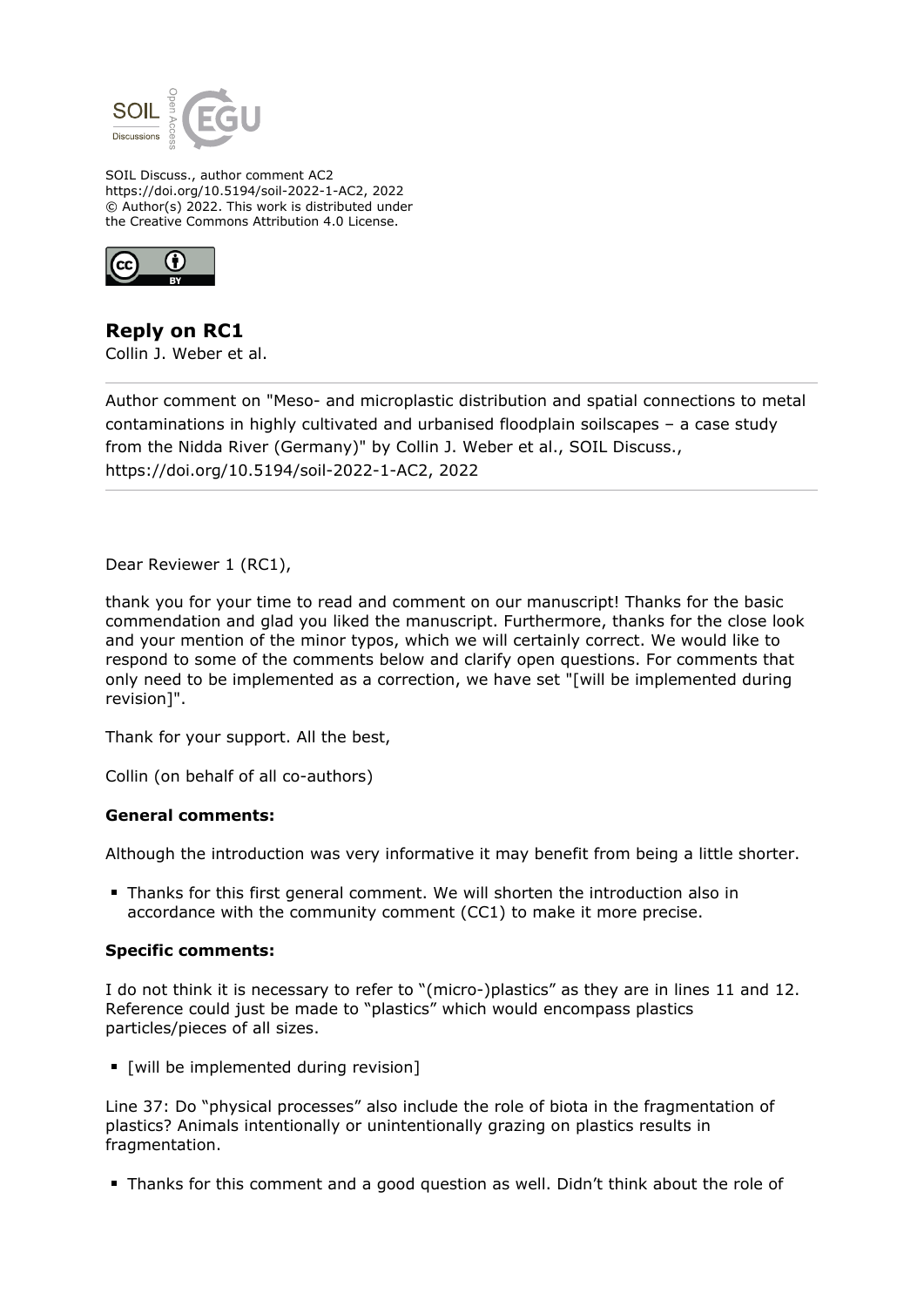SOIL Discuss., author comment AC2
https://doi.org/10.5194/soil-2022-1-AC2, 2022
© Author(s) 2022. This work is distributed under
the Creative Commons Attribution 4.0 License.

## Reply on RC1

Collin J. Weber et al.

---

Author comment on "Meso- and microplastic distribution and spatial connections to metal contaminations in highly cultivated and urbanised floodplain soilscapes – a case study from the Nidda River (Germany)" by Collin J. Weber et al., SOIL Discuss., https://doi.org/10.5194/soil-2022-1-AC2, 2022

---

Dear Reviewer 1 (RC1),

thank you for your time to read and comment on our manuscript! Thanks for the basic commendation and glad you liked the manuscript. Furthermore, thanks for the close look and your mention of the minor typos, which we will certainly correct. We would like to respond to some of the comments below and clarify open questions. For comments that only need to be implemented as a correction, we have set "[will be implemented during revision]".

Thank for your support. All the best,

Collin (on behalf of all co-authors)

**General comments:**

Although the introduction was very informative it may benefit from being a little shorter.

- Thanks for this first general comment. We will shorten the introduction also in accordance with the community comment (CC1) to make it more precise.

**Specific comments:**

I do not think it is necessary to refer to "(micro-)plastics" as they are in lines 11 and 12. Reference could just be made to "plastics" which would encompass plastics particles/pieces of all sizes.

- [will be implemented during revision]

Line 37: Do "physical processes" also include the role of biota in the fragmentation of plastics? Animals intentionally or unintentionally grazing on plastics results in fragmentation.

- Thanks for this comment and a good question as well. Didn't think about the role of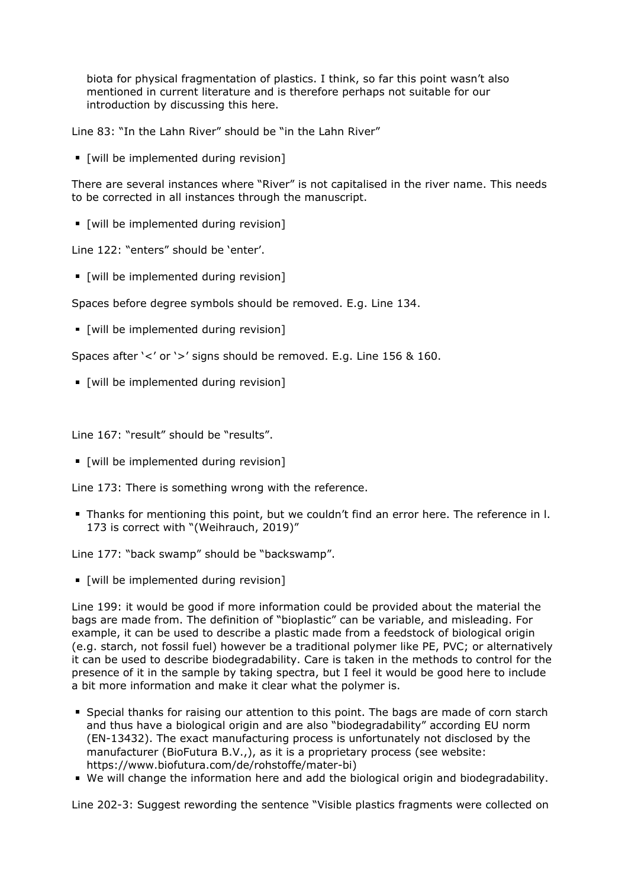biota for physical fragmentation of plastics. I think, so far this point wasn't also mentioned in current literature and is therefore perhaps not suitable for our introduction by discussing this here.

Line 83: "In the Lahn River" should be "in the Lahn River"

- [will be implemented during revision]

There are several instances where "River" is not capitalised in the river name. This needs to be corrected in all instances through the manuscript.

- [will be implemented during revision]

Line 122: "enters" should be 'enter'.

- [will be implemented during revision]

Spaces before degree symbols should be removed. E.g. Line 134.

- [will be implemented during revision]

Spaces after '<' or '>' signs should be removed. E.g. Line 156 & 160.

- [will be implemented during revision]

Line 167: "result" should be "results".

- [will be implemented during revision]

Line 173: There is something wrong with the reference.

- Thanks for mentioning this point, but we couldn't find an error here. The reference in l. 173 is correct with "(Weihrauch, 2019)"

Line 177: "back swamp" should be "backswamp".

- [will be implemented during revision]

Line 199: it would be good if more information could be provided about the material the bags are made from. The definition of "bioplastic" can be variable, and misleading. For example, it can be used to describe a plastic made from a feedstock of biological origin (e.g. starch, not fossil fuel) however be a traditional polymer like PE, PVC; or alternatively it can be used to describe biodegradability. Care is taken in the methods to control for the presence of it in the sample by taking spectra, but I feel it would be good here to include a bit more information and make it clear what the polymer is.

- Special thanks for raising our attention to this point. The bags are made of corn starch and thus have a biological origin and are also "biodegradability" according EU norm (EN-13432). The exact manufacturing process is unfortunately not disclosed by the manufacturer (BioFutura B.V.,), as it is a proprietary process (see website: https://www.biofutura.com/de/rohstoffe/mater-bi)
- We will change the information here and add the biological origin and biodegradability.

Line 202-3: Suggest rewording the sentence "Visible plastics fragments were collected on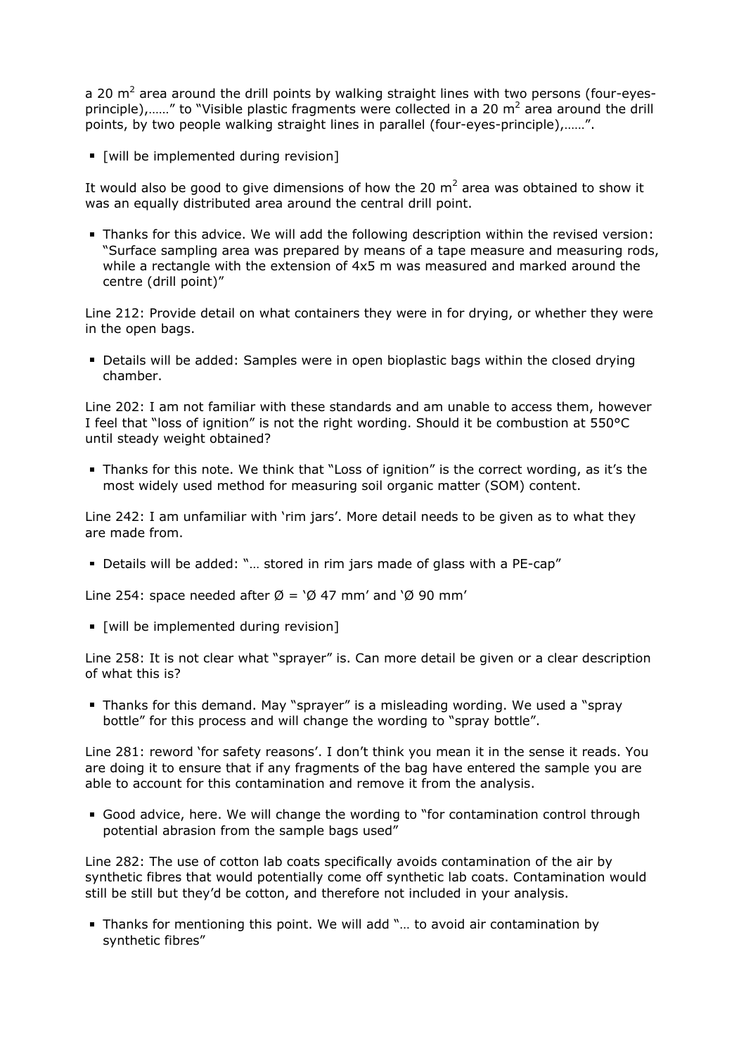a 20 $m^2$ area around the drill points by walking straight lines with two persons (four-eyes-principle),……" to "Visible plastic fragments were collected in a 20 $m^2$ area around the drill points, by two people walking straight lines in parallel (four-eyes-principle),……".

- [will be implemented during revision]

It would also be good to give dimensions of how the 20 $m^2$ area was obtained to show it was an equally distributed area around the central drill point.

- Thanks for this advice. We will add the following description within the revised version: "Surface sampling area was prepared by means of a tape measure and measuring rods, while a rectangle with the extension of 4x5 m was measured and marked around the centre (drill point)"

Line 212: Provide detail on what containers they were in for drying, or whether they were in the open bags.

- Details will be added: Samples were in open bioplastic bags within the closed drying chamber.

Line 202: I am not familiar with these standards and am unable to access them, however I feel that "loss of ignition" is not the right wording. Should it be combustion at 550°C until steady weight obtained?

- Thanks for this note. We think that "Loss of ignition" is the correct wording, as it's the most widely used method for measuring soil organic matter (SOM) content.

Line 242: I am unfamiliar with 'rim jars'. More detail needs to be given as to what they are made from.

- Details will be added: "… stored in rim jars made of glass with a PE-cap"

Line 254: space needed after Ø = 'Ø 47 mm' and 'Ø 90 mm'

- [will be implemented during revision]

Line 258: It is not clear what "sprayer" is. Can more detail be given or a clear description of what this is?

- Thanks for this demand. May "sprayer" is a misleading wording. We used a "spray bottle" for this process and will change the wording to "spray bottle".

Line 281: reword 'for safety reasons'. I don't think you mean it in the sense it reads. You are doing it to ensure that if any fragments of the bag have entered the sample you are able to account for this contamination and remove it from the analysis.

- Good advice, here. We will change the wording to "for contamination control through potential abrasion from the sample bags used"

Line 282: The use of cotton lab coats specifically avoids contamination of the air by synthetic fibres that would potentially come off synthetic lab coats. Contamination would still be still but they'd be cotton, and therefore not included in your analysis.

- Thanks for mentioning this point. We will add "… to avoid air contamination by synthetic fibres"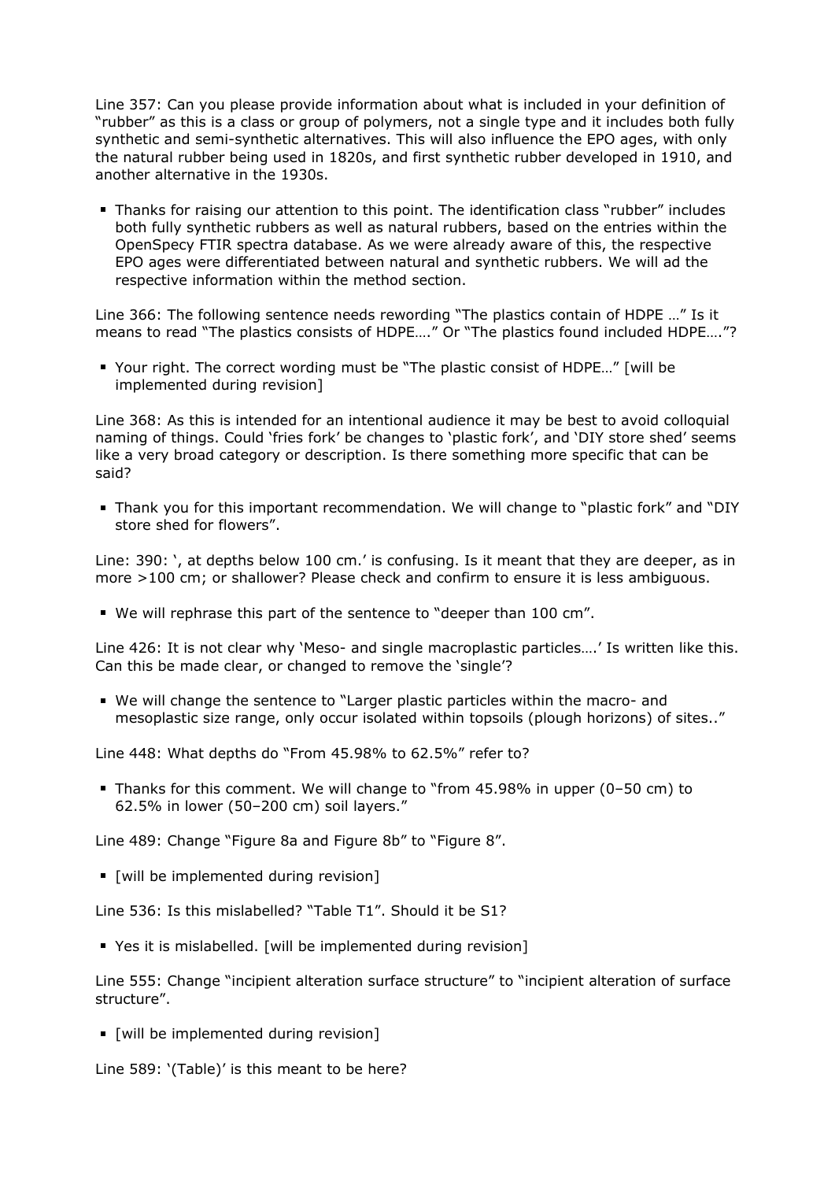Line 357: Can you please provide information about what is included in your definition of "rubber" as this is a class or group of polymers, not a single type and it includes both fully synthetic and semi-synthetic alternatives. This will also influence the EPO ages, with only the natural rubber being used in 1820s, and first synthetic rubber developed in 1910, and another alternative in the 1930s.

- Thanks for raising our attention to this point. The identification class "rubber" includes both fully synthetic rubbers as well as natural rubbers, based on the entries within the OpenSpecy FTIR spectra database. As we were already aware of this, the respective EPO ages were differentiated between natural and synthetic rubbers. We will ad the respective information within the method section.

Line 366: The following sentence needs rewording "The plastics contain of HDPE …" Is it means to read "The plastics consists of HDPE…." Or "The plastics found included HDPE…."?

- Your right. The correct wording must be "The plastic consist of HDPE…" [will be implemented during revision]

Line 368: As this is intended for an intentional audience it may be best to avoid colloquial naming of things. Could 'fries fork' be changes to 'plastic fork', and 'DIY store shed' seems like a very broad category or description. Is there something more specific that can be said?

- Thank you for this important recommendation. We will change to "plastic fork" and "DIY store shed for flowers".

Line: 390: ', at depths below 100 cm.' is confusing. Is it meant that they are deeper, as in more >100 cm; or shallower? Please check and confirm to ensure it is less ambiguous.

- We will rephrase this part of the sentence to "deeper than 100 cm".

Line 426: It is not clear why 'Meso- and single macroplastic particles….' Is written like this. Can this be made clear, or changed to remove the 'single'?

- We will change the sentence to "Larger plastic particles within the macro- and mesoplastic size range, only occur isolated within topsoils (plough horizons) of sites.."

Line 448: What depths do "From 45.98% to 62.5%" refer to?

- Thanks for this comment. We will change to "from 45.98% in upper (0–50 cm) to 62.5% in lower (50–200 cm) soil layers."

Line 489: Change "Figure 8a and Figure 8b" to "Figure 8".

- [will be implemented during revision]

Line 536: Is this mislabelled? "Table T1". Should it be S1?

- Yes it is mislabelled. [will be implemented during revision]

Line 555: Change "incipient alteration surface structure" to "incipient alteration of surface structure".

- [will be implemented during revision]

Line 589: '(Table)' is this meant to be here?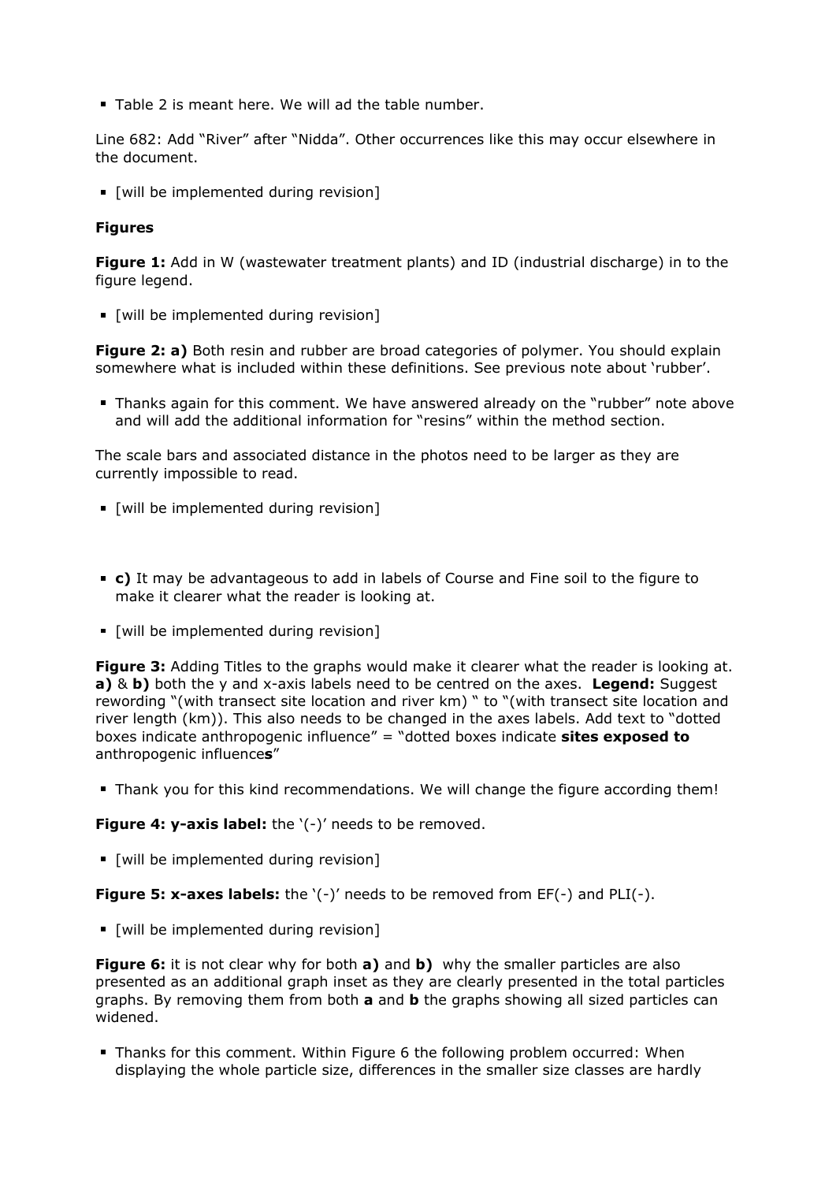- Table 2 is meant here. We will ad the table number.

Line 682: Add "River" after "Nidda". Other occurrences like this may occur elsewhere in the document.

- [will be implemented during revision]

**Figures**

**Figure 1:** Add in W (wastewater treatment plants) and ID (industrial discharge) in to the figure legend.

- [will be implemented during revision]

**Figure 2: a)** Both resin and rubber are broad categories of polymer. You should explain somewhere what is included within these definitions. See previous note about 'rubber'.

- Thanks again for this comment. We have answered already on the "rubber" note above and will add the additional information for "resins" within the method section.

The scale bars and associated distance in the photos need to be larger as they are currently impossible to read.

- [will be implemented during revision]

- **c)** It may be advantageous to add in labels of Course and Fine soil to the figure to make it clearer what the reader is looking at.
- [will be implemented during revision]

**Figure 3:** Adding Titles to the graphs would make it clearer what the reader is looking at. **a)** & **b)** both the y and x-axis labels need to be centred on the axes. **Legend:** Suggest rewording "(with transect site location and river km) " to "(with transect site location and river length (km)). This also needs to be changed in the axes labels. Add text to "dotted boxes indicate anthropogenic influence" = "dotted boxes indicate **sites exposed to** anthropogenic influence**s**"

- Thank you for this kind recommendations. We will change the figure according them!

**Figure 4: y-axis label:** the '(-)' needs to be removed.

- [will be implemented during revision]

**Figure 5: x-axes labels:** the '(-)' needs to be removed from EF(-) and PLI(-).

- [will be implemented during revision]

**Figure 6:** it is not clear why for both **a)** and **b)** why the smaller particles are also presented as an additional graph inset as they are clearly presented in the total particles graphs. By removing them from both **a** and **b** the graphs showing all sized particles can widened.

- Thanks for this comment. Within Figure 6 the following problem occurred: When displaying the whole particle size, differences in the smaller size classes are hardly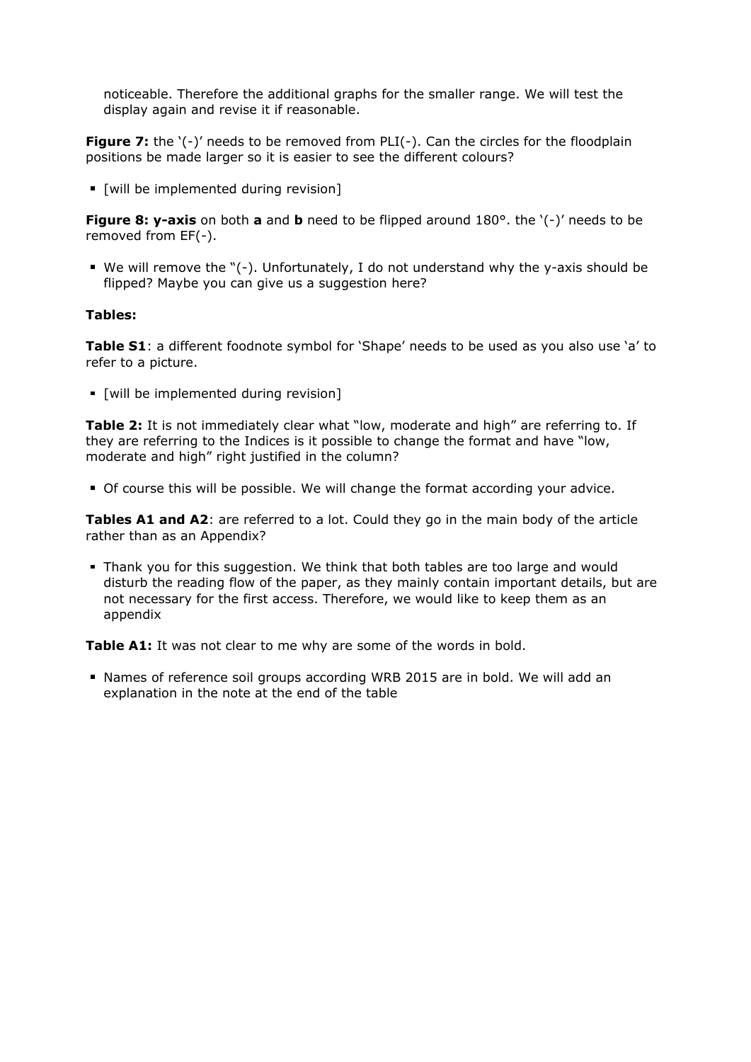noticeable. Therefore the additional graphs for the smaller range. We will test the display again and revise it if reasonable.

**Figure 7:** the '(-)' needs to be removed from PLI(-). Can the circles for the floodplain positions be made larger so it is easier to see the different colours?

- [will be implemented during revision]

**Figure 8: y-axis** on both **a** and **b** need to be flipped around 180°. the '(-)' needs to be removed from EF(-).

- We will remove the "(-). Unfortunately, I do not understand why the y-axis should be flipped? Maybe you can give us a suggestion here?

**Tables:**

**Table S1**: a different foodnote symbol for 'Shape' needs to be used as you also use 'a' to refer to a picture.

- [will be implemented during revision]

**Table 2:** It is not immediately clear what "low, moderate and high" are referring to. If they are referring to the Indices is it possible to change the format and have "low, moderate and high" right justified in the column?

- Of course this will be possible. We will change the format according your advice.

**Tables A1 and A2**: are referred to a lot. Could they go in the main body of the article rather than as an Appendix?

- Thank you for this suggestion. We think that both tables are too large and would disturb the reading flow of the paper, as they mainly contain important details, but are not necessary for the first access. Therefore, we would like to keep them as an appendix

**Table A1:** It was not clear to me why are some of the words in bold.

- Names of reference soil groups according WRB 2015 are in bold. We will add an explanation in the note at the end of the table